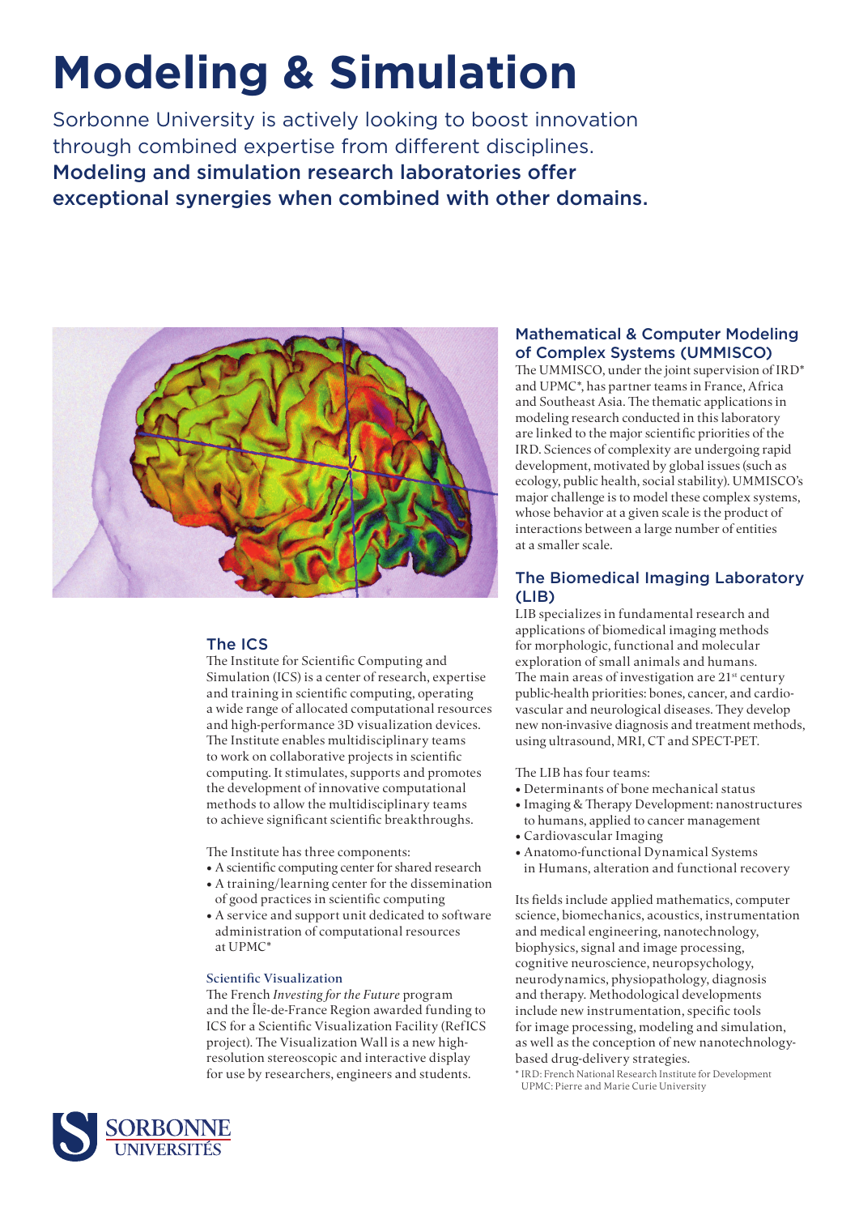# Modeling & Simulation

Sorbonne University is actively looking to boost innovation through combined expertise from different disciplines.

**Modeling and simulation research laboratories offer exceptional synergies when combined with other domains.**

## The ICS

The Institute for Scientific Computing and Simulation (ICS) is a center of research, expertise and training in scientific computing, operating a wide range of allocated computational resources and high-performance 3D visualization devices. The Institute enables multidisciplinary teams to work on collaborative projects in scientific computing. It stimulates, supports and promotes the development of innovative computational methods to allow the multidisciplinary teams to achieve significant scientific breakthroughs.

The Institute has three components:

- A scientific computing center for shared research
- A training/learning center for the dissemination of good practices in scientific computing
- A service and support unit dedicated to software administration of computational resources at UPMC*

### Scientific Visualization

The French *Investing for the Future* program and the Île-de-France Region awarded funding to ICS for a Scientific Visualization Facility (RefICS project). The Visualization Wall is a new high-resolution stereoscopic and interactive display for use by researchers, engineers and students.

## Mathematical & Computer Modeling of Complex Systems (UMMISCO)

The UMMISCO, under the joint supervision of IRD* and UPMC*, has partner teams in France, Africa and Southeast Asia. The thematic applications in modeling research conducted in this laboratory are linked to the major scientific priorities of the IRD. Sciences of complexity are undergoing rapid development, motivated by global issues (such as ecology, public health, social stability). UMMISCO's major challenge is to model these complex systems, whose behavior at a given scale is the product of interactions between a large number of entities at a smaller scale.

## The Biomedical Imaging Laboratory (LIB)

LIB specializes in fundamental research and applications of biomedical imaging methods for morphologic, functional and molecular exploration of small animals and humans. The main areas of investigation are 21st century public-health priorities: bones, cancer, and cardio-vascular and neurological diseases. They develop new non-invasive diagnosis and treatment methods, using ultrasound, MRI, CT and SPECT-PET.

The LIB has four teams:

- Determinants of bone mechanical status
- Imaging & Therapy Development: nanostructures to humans, applied to cancer management
- Cardiovascular Imaging
- Anatomo-functional Dynamical Systems in Humans, alteration and functional recovery

Its fields include applied mathematics, computer science, biomechanics, acoustics, instrumentation and medical engineering, nanotechnology, biophysics, signal and image processing, cognitive neuroscience, neuropsychology, neurodynamics, physiopathology, diagnosis and therapy. Methodological developments include new instrumentation, specific tools for image processing, modeling and simulation, as well as the conception of new nanotechnology-based drug-delivery strategies.

\* IRD: French National Research Institute for Development
UPMC: Pierre and Marie Curie University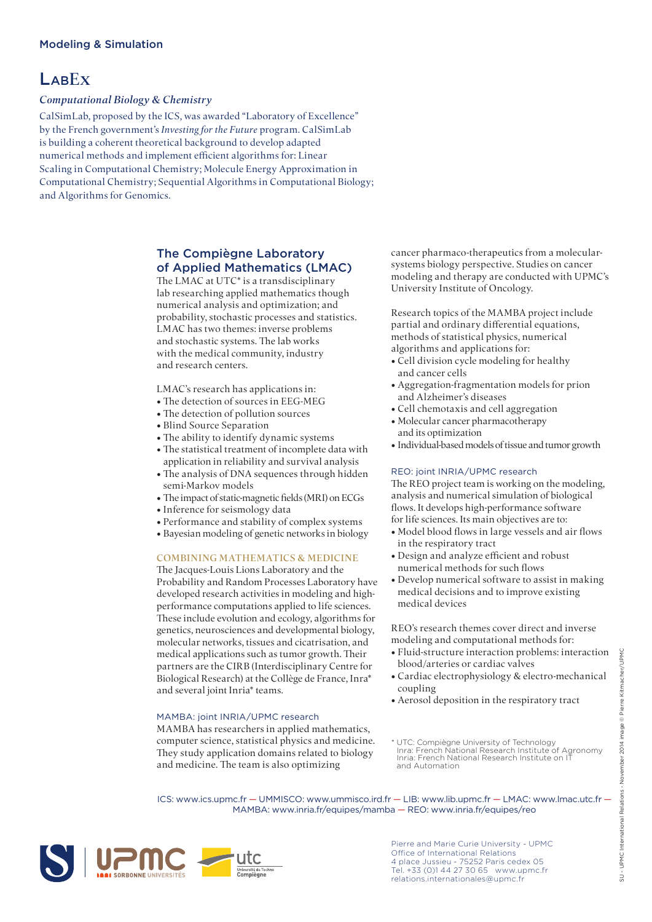Modeling & Simulation

# LabEx

### *Computational Biology & Chemistry*

CalSimLab, proposed by the ICS, was awarded "Laboratory of Excellence" by the French government's *Investing for the Future* program. CalSimLab is building a coherent theoretical background to develop adapted numerical methods and implement efficient algorithms for: Linear Scaling in Computational Chemistry; Molecule Energy Approximation in Computational Chemistry; Sequential Algorithms in Computational Biology; and Algorithms for Genomics.

## The Compiègne Laboratory of Applied Mathematics (LMAC)

The LMAC at UTC* is a transdisciplinary lab researching applied mathematics through numerical analysis and optimization; and probability, stochastic processes and statistics. LMAC has two themes: inverse problems and stochastic systems. The lab works with the medical community, industry and research centers.

LMAC's research has applications in:

- The detection of sources in EEG-MEG
- The detection of pollution sources
- Blind Source Separation
- The ability to identify dynamic systems
- The statistical treatment of incomplete data with application in reliability and survival analysis
- The analysis of DNA sequences through hidden semi-Markov models
- The impact of static-magnetic fields (MRI) on ECGs
- Inference for seismology data
- Performance and stability of complex systems
- Bayesian modeling of genetic networks in biology

### COMBINING MATHEMATICS & MEDICINE

The Jacques-Louis Lions Laboratory and the Probability and Random Processes Laboratory have developed research activities in modeling and high-performance computations applied to life sciences. These include evolution and ecology, algorithms for genetics, neurosciences and developmental biology, molecular networks, tissues and cicatrisation, and medical applications such as tumor growth. Their partners are the CIRB (Interdisciplinary Centre for Biological Research) at the Collège de France, Inra* and several joint Inria* teams.

### MAMBA: joint INRIA/UPMC research

MAMBA has researchers in applied mathematics, computer science, statistical physics and medicine. They study application domains related to biology and medicine. The team is also optimizing cancer pharmaco-therapeutics from a molecular-systems biology perspective. Studies on cancer modeling and therapy are conducted with UPMC's University Institute of Oncology.

Research topics of the MAMBA project include partial and ordinary differential equations, methods of statistical physics, numerical algorithms and applications for:

- Cell division cycle modeling for healthy and cancer cells
- Aggregation-fragmentation models for prion and Alzheimer's diseases
- Cell chemotaxis and cell aggregation
- Molecular cancer pharmacotherapy and its optimization
- Individual-based models of tissue and tumor growth

### REO: joint INRIA/UPMC research

The REO project team is working on the modeling, analysis and numerical simulation of biological flows. It develops high-performance software for life sciences. Its main objectives are to:

- Model blood flows in large vessels and air flows in the respiratory tract
- Design and analyze efficient and robust numerical methods for such flows
- Develop numerical software to assist in making medical decisions and to improve existing medical devices

REO's research themes cover direct and inverse modeling and computational methods for:

- Fluid-structure interaction problems: interaction blood/arteries or cardiac valves
- Cardiac electrophysiology & electro-mechanical coupling
- Aerosol deposition in the respiratory tract

\* UTC: Compiègne University of Technology
Inra: French National Research Institute of Agronomy
Inria: French National Research Institute on IT and Automation

ICS: www.ics.upmc.fr — UMMISCO: www.ummisco.ird.fr — LIB: www.lib.upmc.fr — LMAC: www.lmac.utc.fr — MAMBA: www.inria.fr/equipes/mamba — REO: www.inria.fr/equipes/reo

Pierre and Marie Curie University - UPMC
Office of International Relations
4 place Jussieu - 75252 Paris cedex 05
Tel. +33 (0)1 44 27 30 65 www.upmc.fr
relations.internationales@upmc.fr

SU - UPMC International Relations - November 2014 image © Pierre Kitmacher/UPMC